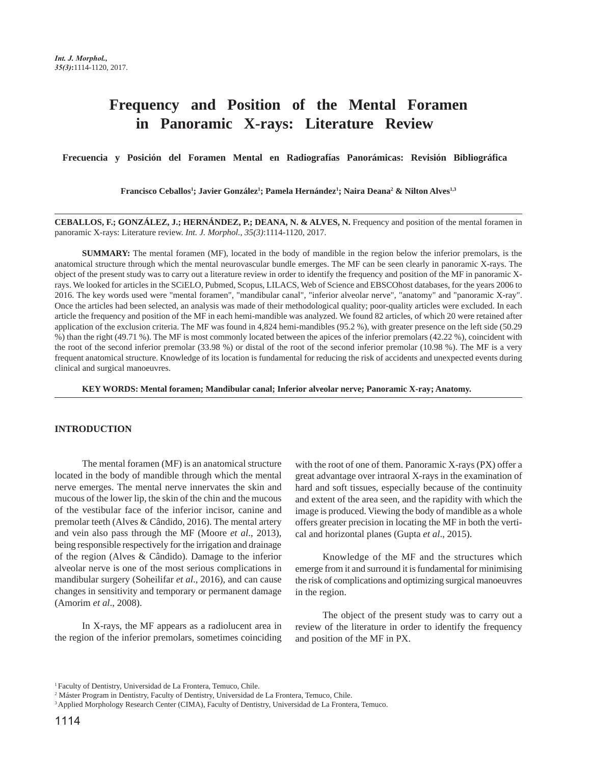# Frequency and Position of the Mental Foramen in Panoramic X-rays: Literature Review

**Frecuencia y Posición del Foramen Mental en Radiografías Panorámicas: Revisión Bibliográfica**

**Francisco Ceballos[1]; Javier González[1]; Pamela Hernández[1]; Naira Deana[2] & Nilton Alves[1,3]**

**CEBALLOS, F.; GONZÁLEZ, J.; HERNÁNDEZ, P.; DEANA, N. & ALVES, N.** Frequency and position of the mental foramen in panoramic X-rays: Literature review. *Int. J. Morphol., 35(3)*:1114-1120, 2017.

**SUMMARY:** The mental foramen (MF), located in the body of mandible in the region below the inferior premolars, is the anatomical structure through which the mental neurovascular bundle emerges. The MF can be seen clearly in panoramic X-rays. The object of the present study was to carry out a literature review in order to identify the frequency and position of the MF in panoramic X-rays. We looked for articles in the SCiELO, Pubmed, Scopus, LILACS, Web of Science and EBSCOhost databases, for the years 2006 to 2016. The key words used were "mental foramen", "mandibular canal", "inferior alveolar nerve", "anatomy" and "panoramic X-ray". Once the articles had been selected, an analysis was made of their methodological quality; poor-quality articles were excluded. In each article the frequency and position of the MF in each hemi-mandible was analyzed. We found 82 articles, of which 20 were retained after application of the exclusion criteria. The MF was found in 4,824 hemi-mandibles (95.2 %), with greater presence on the left side (50.29 %) than the right (49.71 %). The MF is most commonly located between the apices of the inferior premolars (42.22 %), coincident with the root of the second inferior premolar (33.98 %) or distal of the root of the second inferior premolar (10.98 %). The MF is a very frequent anatomical structure. Knowledge of its location is fundamental for reducing the risk of accidents and unexpected events during clinical and surgical manoeuvres.

**KEY WORDS: Mental foramen; Mandibular canal; Inferior alveolar nerve; Panoramic X-ray; Anatomy.**

## INTRODUCTION

The mental foramen (MF) is an anatomical structure located in the body of mandible through which the mental nerve emerges. The mental nerve innervates the skin and mucous of the lower lip, the skin of the chin and the mucous of the vestibular face of the inferior incisor, canine and premolar teeth (Alves & Cândido, 2016). The mental artery and vein also pass through the MF (Moore *et al*., 2013), being responsible respectively for the irrigation and drainage of the region (Alves & Cândido). Damage to the inferior alveolar nerve is one of the most serious complications in mandibular surgery (Soheilifar *et al*., 2016), and can cause changes in sensitivity and temporary or permanent damage (Amorim *et al*., 2008).

In X-rays, the MF appears as a radiolucent area in the region of the inferior premolars, sometimes coinciding with the root of one of them. Panoramic X-rays (PX) offer a great advantage over intraoral X-rays in the examination of hard and soft tissues, especially because of the continuity and extent of the area seen, and the rapidity with which the image is produced. Viewing the body of mandible as a whole offers greater precision in locating the MF in both the vertical and horizontal planes (Gupta *et al*., 2015).

Knowledge of the MF and the structures which emerge from it and surround it is fundamental for minimising the risk of complications and optimizing surgical manoeuvres in the region.

The object of the present study was to carry out a review of the literature in order to identify the frequency and position of the MF in PX.

[1] Faculty of Dentistry, Universidad de La Frontera, Temuco, Chile.
[2] Máster Program in Dentistry, Faculty of Dentistry, Universidad de La Frontera, Temuco, Chile.
[3] Applied Morphology Research Center (CIMA), Faculty of Dentistry, Universidad de La Frontera, Temuco.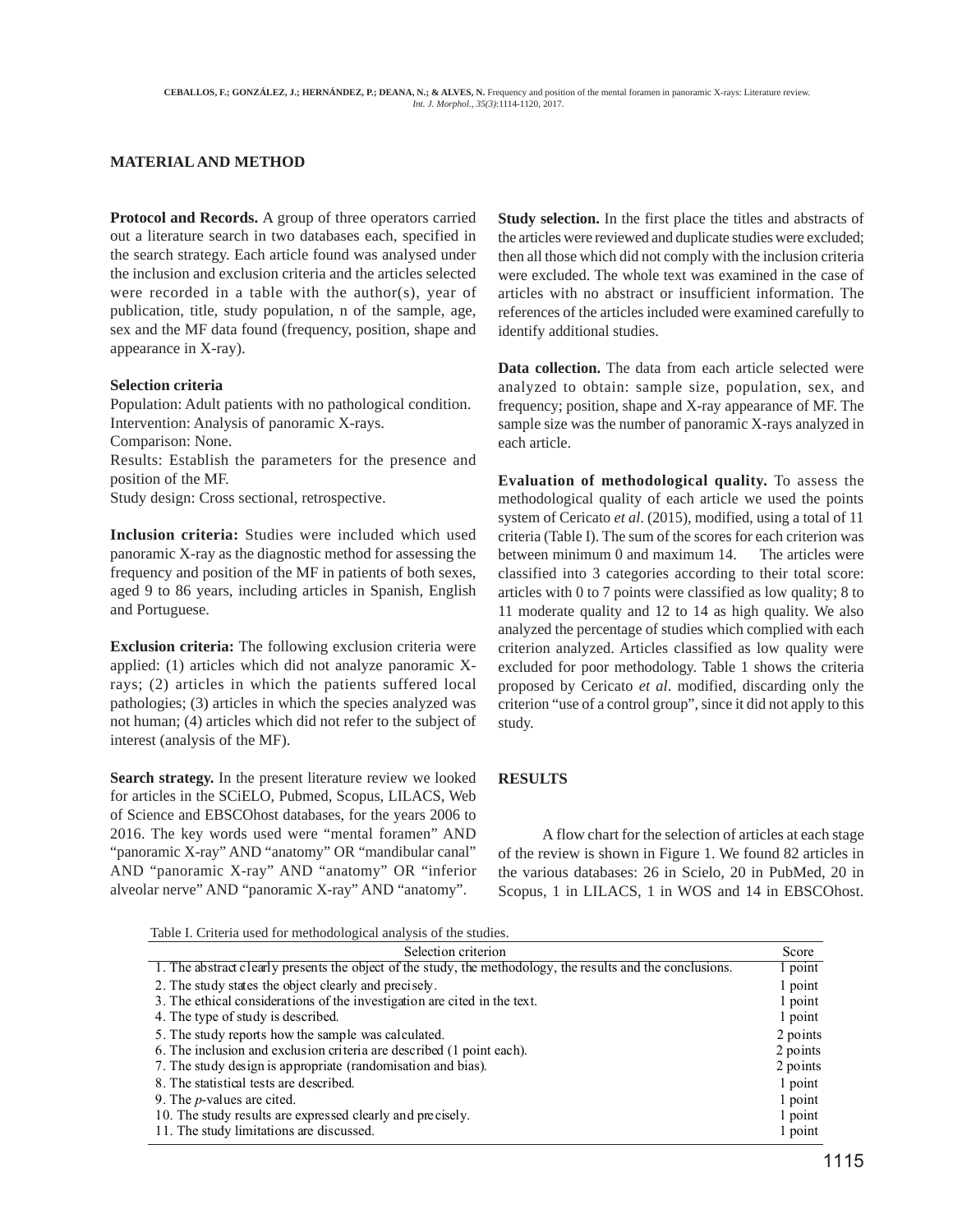## MATERIAL AND METHOD

**Protocol and Records.** A group of three operators carried out a literature search in two databases each, specified in the search strategy. Each article found was analysed under the inclusion and exclusion criteria and the articles selected were recorded in a table with the author(s), year of publication, title, study population, n of the sample, age, sex and the MF data found (frequency, position, shape and appearance in X-ray).

**Selection criteria**
Population: Adult patients with no pathological condition.
Intervention: Analysis of panoramic X-rays.
Comparison: None.
Results: Establish the parameters for the presence and position of the MF.
Study design: Cross sectional, retrospective.

**Inclusion criteria:** Studies were included which used panoramic X-ray as the diagnostic method for assessing the frequency and position of the MF in patients of both sexes, aged 9 to 86 years, including articles in Spanish, English and Portuguese.

**Exclusion criteria:** The following exclusion criteria were applied: (1) articles which did not analyze panoramic X-rays; (2) articles in which the patients suffered local pathologies; (3) articles in which the species analyzed was not human; (4) articles which did not refer to the subject of interest (analysis of the MF).

**Search strategy.** In the present literature review we looked for articles in the SCiELO, Pubmed, Scopus, LILACS, Web of Science and EBSCOhost databases, for the years 2006 to 2016. The key words used were "mental foramen" AND "panoramic X-ray" AND "anatomy" OR "mandibular canal" AND "panoramic X-ray" AND "anatomy" OR "inferior alveolar nerve" AND "panoramic X-ray" AND "anatomy".

**Study selection.** In the first place the titles and abstracts of the articles were reviewed and duplicate studies were excluded; then all those which did not comply with the inclusion criteria were excluded. The whole text was examined in the case of articles with no abstract or insufficient information. The references of the articles included were examined carefully to identify additional studies.

**Data collection.** The data from each article selected were analyzed to obtain: sample size, population, sex, and frequency; position, shape and X-ray appearance of MF. The sample size was the number of panoramic X-rays analyzed in each article.

**Evaluation of methodological quality.** To assess the methodological quality of each article we used the points system of Cericato *et al*. (2015), modified, using a total of 11 criteria (Table I). The sum of the scores for each criterion was between minimum 0 and maximum 14. The articles were classified into 3 categories according to their total score: articles with 0 to 7 points were classified as low quality; 8 to 11 moderate quality and 12 to 14 as high quality. We also analyzed the percentage of studies which complied with each criterion analyzed. Articles classified as low quality were excluded for poor methodology. Table 1 shows the criteria proposed by Cericato *et al*. modified, discarding only the criterion "use of a control group", since it did not apply to this study.

## RESULTS

A flow chart for the selection of articles at each stage of the review is shown in Figure 1. We found 82 articles in the various databases: 26 in Scielo, 20 in PubMed, 20 in Scopus, 1 in LILACS, 1 in WOS and 14 in EBSCOhost.

Table I. Criteria used for methodological analysis of the studies.

| Selection criterion | Score |
|---|---|
| 1. The abstract clearly presents the object of the study, the methodology, the results and the conclusions. | 1 point |
| 2. The study states the object clearly and precisely. | 1 point |
| 3. The ethical considerations of the investigation are cited in the text. | 1 point |
| 4. The type of study is described. | 1 point |
| 5. The study reports how the sample was calculated. | 2 points |
| 6. The inclusion and exclusion criteria are described (1 point each). | 2 points |
| 7. The study design is appropriate (randomisation and bias). | 2 points |
| 8. The statistical tests are described. | 1 point |
| 9. The *p*-values are cited. | 1 point |
| 10. The study results are expressed clearly and precisely. | 1 point |
| 11. The study limitations are discussed. | 1 point |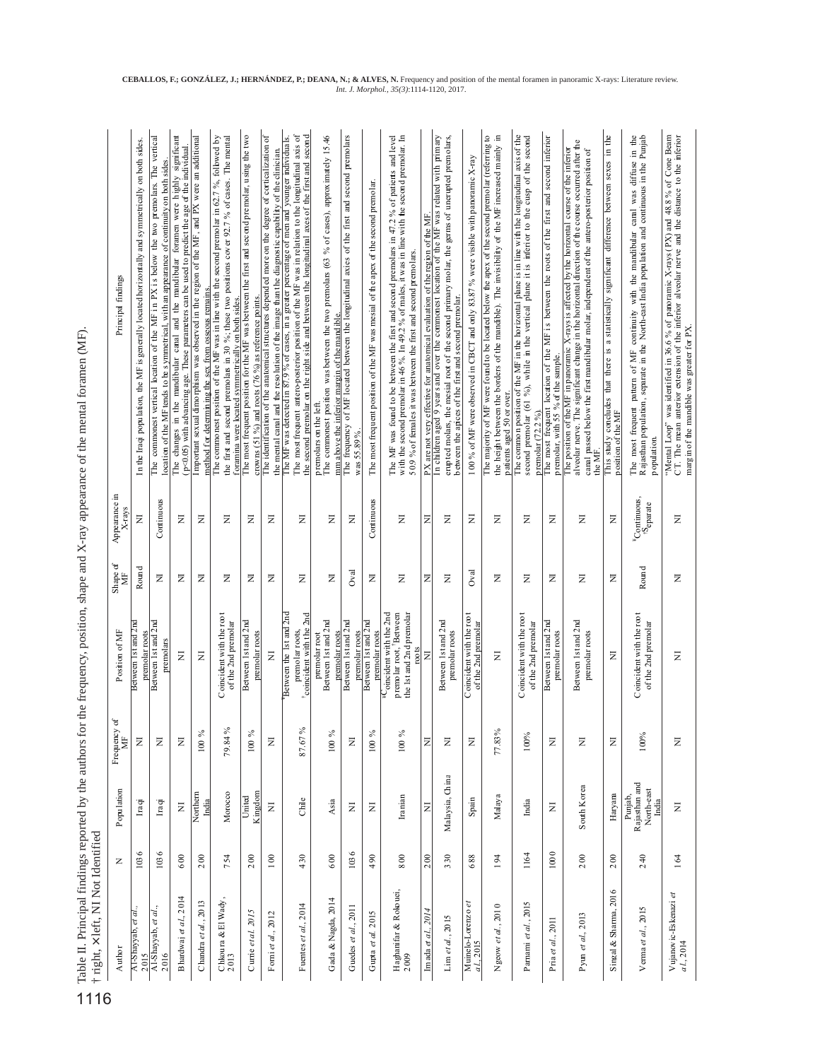Table II. Principal findings reported by the authors for the frequency, position, shape and X-ray appearance of the mental foramen (MF).
† right, ×left, NI Not Identified

| Author | N | Population | Frequency of MF | Position of MF | Shape of MF | Appearance in X-rays | Principal findings |
|---|---|---|---|---|---|---|---|
| Al-Shayyab, *et al.*, 2015 | 1036 | Iraqi | NI | Between 1st and 2nd premolar roots | Round | NI | In the Iraqi population, the MF is generally located horizontally and symmetrically on both sides. |
| Al-Shayyab, *et al.*, 2016 | 1036 | Iraqi | NI | Between 1st and 2nd premolars | NI | Continuous | The commonest vertical location of the MF in PX is below the two premolars. The vertical location of the MF tends to be symmetrical, with an appearance of continuity on both sides. |
| Bhardwaj *et al.*, 2014 | 600 | NI | NI | NI | NI | NI | The changes in the mandibular canal and the mandibular foramen were highly significant (p<0.05) with advancing age. These parameters can be used to predict the age of the individual. |
| Chandra *et al.*, 2013 | 200 | Northern India | 100 % | NI | NI | NI | Important sexual dimorphism was observed in the region of the MF, and PX were an additional method for determining the sex from osseous remains. |
| Chkoura & El Wady, 2013 | 754 | Morocco | 79.84 % | Coincident with the root of the 2nd premolar | NI | NI | The commonest position of the MF was in line with the second premolar in 62.7 %, followed by the first and second premolars in 30 %; these two positions cover 92.7 % of cases. The mental foramina were located symmetrically on both sides. |
| Currie *et al.* 2015 | 200 | United Kingdom | 100 % | Between 1st and 2nd premolar roots | NI | NI | The most frequent position for the MF was between the first and second premolar, using the two crowns (51 %) and roots (76 %) as reference points. |
| Forni *et al.*, 2012 | 100 | NI | NI | NI | NI | NI | The identification of the anatomical structures depended more on the degree of corticalization of the mental canal and the resolution of the image than the diagnostic capability of the clinician. |
| Fuentes *et al.*, 2014 | 430 | Chile | 87.67 % | †Between the 1st and 2nd premolar roots, ×coincident with the 2nd premolar root | NI | NI | The MF was detected in 87.9 % of cases, in a greater percentage of men and younger individuals. The most frequent antero-posterior position of the MF was in relation to the longitudinal axis of the second premolar on the right side and between the longitudinal axes of the first and second premolars on the left. |
| Gada & Nagda, 2014 | 600 | Asia | 100 % | Between 1st and 2nd premolar roots | NI | NI | The commonest position was between the two premolars (63 % of cases), approximately 15.46 mm above the inferior margin of the mandible. |
| Guedes *et al.*, 2011 | 1036 | NI | NI | Between 1st and 2nd premolar roots | Oval | NI | The frequency of MF located between the longitudinal axes of the first and second premolars was 55.89 %. |
| Gupta *et al.* 2015 | 490 | NI | 100 % | Between 1st and 2nd premolar roots | NI | Continuous | The most frequent position of the MF was mesial of the apex of the second premolar. |
| Haghanifar & Rokouei, 2009 | 800 | Iranian | 100 % | ♀Coincident with the 2nd premolar root, ♂Between the 1st and 2nd premolar roots | NI | NI | The MF was found to be between the first and second premolars in 47.2 % of patients and level with the second premolar in 46 %. In 49.2 % of males, it was in line with the second premolar. In 50.9 % of females it was between the first and second premolars. |
| Imada *et al.*, 2014 | 200 | NI | NI | NI | NI | NI | PX are not very effective for anatomical evaluation of the region of the MF. |
| Lim *et al.*, 2015 | 330 | Malaysia, China | NI | Between 1st and 2nd premolar roots | NI | NI | In children aged 9 years and over the commonest location of the MF was related with primary erupted molars, the mesial root of the second primary molar, the germs of unerupted premolars, between the apices of the first and second premolar. |
| Muinelo-Lorenzo *et al.*, 2015 | 688 | Spain | NI | Coincident with the root of the 2nd premolar | Oval | NI | 100 % of MF were observed in CBCT and only 83.87 % were visible with panoramic X-ray |
| Ngeow *et al.*, 2010 | 194 | Malaya | 77.83% | NI | NI | NI | The majority of MF were found to be located below the apex of the second premolar (referring to the height between the borders of the mandible). The invisibility of the MF increased mainly in patients aged 50 or over. |
| Parnami *et al.*, 2015 | 1164 | India | 100% | Coincident with the root of the 2nd premolar | NI | NI | The common position of the MF in the horizontal plane is in line with the longitudinal axis of the second premolar (61 %), while in the vertical plane it is inferior to the cusp of the second premolar (72.2 %). |
| Pria *et al.*, 2011 | 1000 | NI | NI | Between 1st and 2nd premolar roots | NI | NI | The most frequent location of the MF is between the roots of the first and second inferior premolar, with 55 % of the sample. |
| Pyun *et al.*, 2013 | 200 | South Korea | NI | Between 1st and 2nd premolar roots | NI | NI | The position of the MF in panoramic X-rays is affected by the horizontal course of the inferior alveolar nerve. The significant change in the horizontal direction of the course occurred after the canal passed below the first mandibular molar, independent of the antero-posterior position of the MF. |
| Singal & Sharma, 2016 | 200 | Haryana | NI | NI | NI | NI | This study concludes that there is a statistically significant difference between sexes in the position of the MF |
| Verma *et al.*, 2015 | 240 | Punjab, Rajasthan and North-east India | 100% | Coincident with the root of the 2nd premolar | Round | ᵃContinuous, ᵇSeparate | The most frequent pattern of MF continuity with the mandibular canal was diffuse in the Rajasthan population, separate in the North-east India population and continuous in the Punjab population. |
| Vujanovic-Eskenazi *et al.*, 2014 | 164 | NI | NI | NI | NI | NI | "Mental Loop" was identified in 36.6 % of panoramic X-rays (PX) and 48.8 % of Cone Beam CT. The mean anterior extension of the inferior alveolar nerve and the distance to the inferior margin of the mandible was greater for PX. |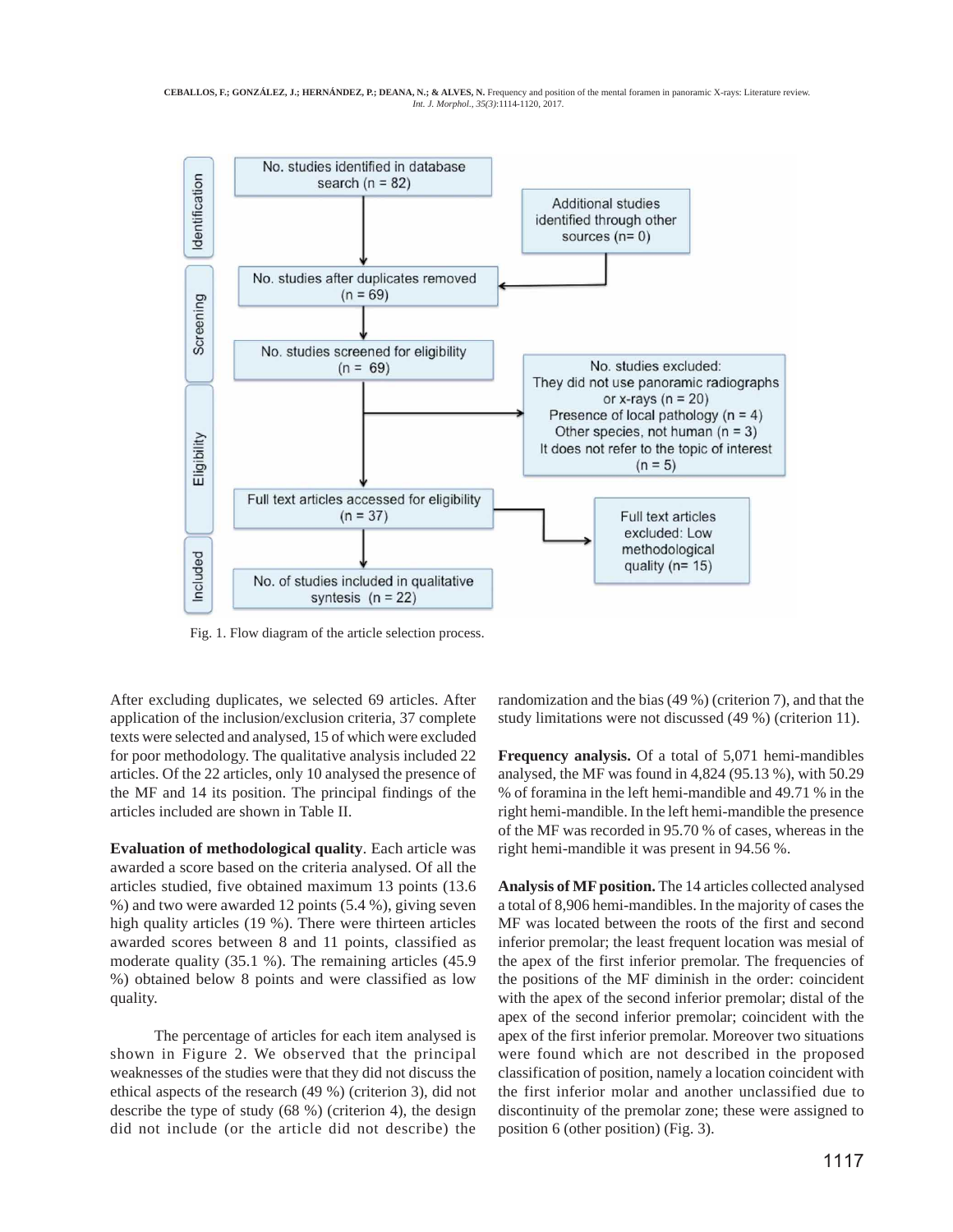Fig. 1. Flow diagram of the article selection process.

After excluding duplicates, we selected 69 articles. After application of the inclusion/exclusion criteria, 37 complete texts were selected and analysed, 15 of which were excluded for poor methodology. The qualitative analysis included 22 articles. Of the 22 articles, only 10 analysed the presence of the MF and 14 its position. The principal findings of the articles included are shown in Table II.

**Evaluation of methodological quality**. Each article was awarded a score based on the criteria analysed. Of all the articles studied, five obtained maximum 13 points (13.6 %) and two were awarded 12 points (5.4 %), giving seven high quality articles (19 %). There were thirteen articles awarded scores between 8 and 11 points, classified as moderate quality (35.1 %). The remaining articles (45.9 %) obtained below 8 points and were classified as low quality.

The percentage of articles for each item analysed is shown in Figure 2. We observed that the principal weaknesses of the studies were that they did not discuss the ethical aspects of the research (49 %) (criterion 3), did not describe the type of study (68 %) (criterion 4), the design did not include (or the article did not describe) the randomization and the bias (49 %) (criterion 7), and that the study limitations were not discussed (49 %) (criterion 11).

**Frequency analysis.** Of a total of 5,071 hemi-mandibles analysed, the MF was found in 4,824 (95.13 %), with 50.29 % of foramina in the left hemi-mandible and 49.71 % in the right hemi-mandible. In the left hemi-mandible the presence of the MF was recorded in 95.70 % of cases, whereas in the right hemi-mandible it was present in 94.56 %.

**Analysis of MF position.** The 14 articles collected analysed a total of 8,906 hemi-mandibles. In the majority of cases the MF was located between the roots of the first and second inferior premolar; the least frequent location was mesial of the apex of the first inferior premolar. The frequencies of the positions of the MF diminish in the order: coincident with the apex of the second inferior premolar; distal of the apex of the second inferior premolar; coincident with the apex of the first inferior premolar. Moreover two situations were found which are not described in the proposed classification of position, namely a location coincident with the first inferior molar and another unclassified due to discontinuity of the premolar zone; these were assigned to position 6 (other position) (Fig. 3).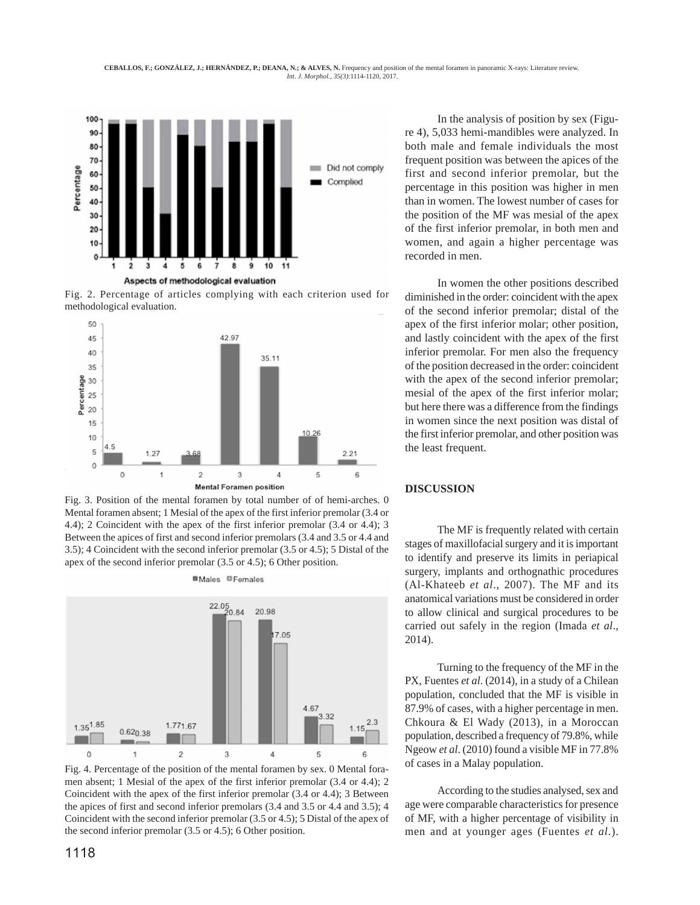Fig. 2. Percentage of articles complying with each criterion used for methodological evaluation.

Fig. 3. Position of the mental foramen by total number of of hemi-arches. 0 Mental foramen absent; 1 Mesial of the apex of the first inferior premolar (3.4 or 4.4); 2 Coincident with the apex of the first inferior premolar (3.4 or 4.4); 3 Between the apices of first and second inferior premolars (3.4 and 3.5 or 4.4 and 3.5); 4 Coincident with the second inferior premolar (3.5 or 4.5); 5 Distal of the apex of the second inferior premolar (3.5 or 4.5); 6 Other position.

Fig. 4. Percentage of the position of the mental foramen by sex. 0 Mental foramen absent; 1 Mesial of the apex of the first inferior premolar (3.4 or 4.4); 2 Coincident with the apex of the first inferior premolar (3.4 or 4.4); 3 Between the apices of first and second inferior premolars (3.4 and 3.5 or 4.4 and 3.5); 4 Coincident with the second inferior premolar (3.5 or 4.5); 5 Distal of the apex of the second inferior premolar (3.5 or 4.5); 6 Other position.

In the analysis of position by sex (Figure 4), 5,033 hemi-mandibles were analyzed. In both male and female individuals the most frequent position was between the apices of the first and second inferior premolar, but the percentage in this position was higher in men than in women. The lowest number of cases for the position of the MF was mesial of the apex of the first inferior premolar, in both men and women, and again a higher percentage was recorded in men.

In women the other positions described diminished in the order: coincident with the apex of the second inferior premolar; distal of the apex of the first inferior molar; other position, and lastly coincident with the apex of the first inferior premolar. For men also the frequency of the position decreased in the order: coincident with the apex of the second inferior premolar; mesial of the apex of the first inferior molar; but here there was a difference from the findings in women since the next position was distal of the first inferior premolar, and other position was the least frequent.

## DISCUSSION

The MF is frequently related with certain stages of maxillofacial surgery and it is important to identify and preserve its limits in periapical surgery, implants and orthognathic procedures (Al-Khateeb *et al*., 2007). The MF and its anatomical variations must be considered in order to allow clinical and surgical procedures to be carried out safely in the region (Imada *et al*., 2014).

Turning to the frequency of the MF in the PX, Fuentes *et al*. (2014), in a study of a Chilean population, concluded that the MF is visible in 87.9% of cases, with a higher percentage in men. Chkoura & El Wady (2013), in a Moroccan population, described a frequency of 79.8%, while Ngeow *et al*. (2010) found a visible MF in 77.8% of cases in a Malay population.

According to the studies analysed, sex and age were comparable characteristics for presence of MF, with a higher percentage of visibility in men and at younger ages (Fuentes *et al*.).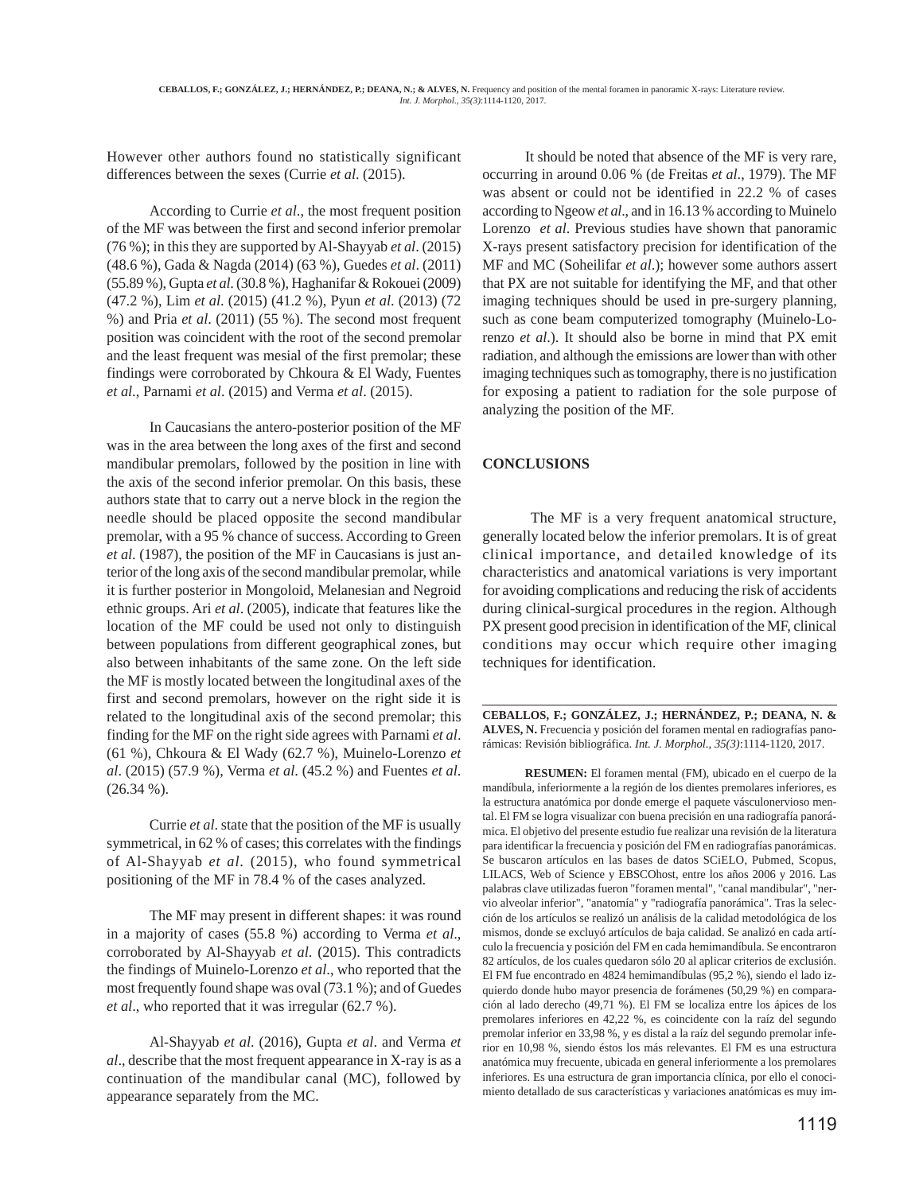However other authors found no statistically significant differences between the sexes (Currie *et al*. (2015).

According to Currie *et al.*, the most frequent position of the MF was between the first and second inferior premolar (76 %); in this they are supported by Al-Shayyab *et al*. (2015) (48.6 %), Gada & Nagda (2014) (63 %), Guedes *et al*. (2011) (55.89 %), Gupta *et al.* (30.8 %), Haghanifar & Rokouei (2009) (47.2 %), Lim *et al.* (2015) (41.2 %), Pyun *et al.* (2013) (72 %) and Pria *et al.* (2011) (55 %). The second most frequent position was coincident with the root of the second premolar and the least frequent was mesial of the first premolar; these findings were corroborated by Chkoura & El Wady, Fuentes *et al*., Parnami *et al*. (2015) and Verma *et al*. (2015).

In Caucasians the antero-posterior position of the MF was in the area between the long axes of the first and second mandibular premolars, followed by the position in line with the axis of the second inferior premolar. On this basis, these authors state that to carry out a nerve block in the region the needle should be placed opposite the second mandibular premolar, with a 95 % chance of success. According to Green *et al.* (1987), the position of the MF in Caucasians is just anterior of the long axis of the second mandibular premolar, while it is further posterior in Mongoloid, Melanesian and Negroid ethnic groups. Ari *et al*. (2005), indicate that features like the location of the MF could be used not only to distinguish between populations from different geographical zones, but also between inhabitants of the same zone. On the left side the MF is mostly located between the longitudinal axes of the first and second premolars, however on the right side it is related to the longitudinal axis of the second premolar; this finding for the MF on the right side agrees with Parnami *et al*. (61 %), Chkoura & El Wady (62.7 %), Muinelo-Lorenzo *et al*. (2015) (57.9 %), Verma *et al*. (45.2 %) and Fuentes *et al*. (26.34 %).

Currie *et al*. state that the position of the MF is usually symmetrical, in 62 % of cases; this correlates with the findings of Al-Shayyab *et al*. (2015), who found symmetrical positioning of the MF in 78.4 % of the cases analyzed.

The MF may present in different shapes: it was round in a majority of cases (55.8 %) according to Verma *et al*., corroborated by Al-Shayyab *et al.* (2015). This contradicts the findings of Muinelo-Lorenzo *et al*., who reported that the most frequently found shape was oval (73.1 %); and of Guedes *et al*., who reported that it was irregular (62.7 %).

Al-Shayyab *et al*. (2016), Gupta *et al*. and Verma *et al*., describe that the most frequent appearance in X-ray is as a continuation of the mandibular canal (MC), followed by appearance separately from the MC.

It should be noted that absence of the MF is very rare, occurring in around 0.06 % (de Freitas *et al*., 1979). The MF was absent or could not be identified in 22.2 % of cases according to Ngeow *et al*., and in 16.13 % according to Muinelo Lorenzo *et al*. Previous studies have shown that panoramic X-rays present satisfactory precision for identification of the MF and MC (Soheilifar *et al*.); however some authors assert that PX are not suitable for identifying the MF, and that other imaging techniques should be used in pre-surgery planning, such as cone beam computerized tomography (Muinelo-Lorenzo *et al*.). It should also be borne in mind that PX emit radiation, and although the emissions are lower than with other imaging techniques such as tomography, there is no justification for exposing a patient to radiation for the sole purpose of analyzing the position of the MF.

## CONCLUSIONS

The MF is a very frequent anatomical structure, generally located below the inferior premolars. It is of great clinical importance, and detailed knowledge of its characteristics and anatomical variations is very important for avoiding complications and reducing the risk of accidents during clinical-surgical procedures in the region. Although PX present good precision in identification of the MF, clinical conditions may occur which require other imaging techniques for identification.

---

**CEBALLOS, F.; GONZÁLEZ, J.; HERNÁNDEZ, P.; DEANA, N. & ALVES, N.** Frecuencia y posición del foramen mental en radiografías panorámicas: Revisión bibliográfica. *Int. J. Morphol., 35(3)*:1114-1120, 2017.

**RESUMEN:** El foramen mental (FM), ubicado en el cuerpo de la mandíbula, inferiormente a la región de los dientes premolares inferiores, es la estructura anatómica por donde emerge el paquete vásculonervioso mental. El FM se logra visualizar con buena precisión en una radiografía panorámica. El objetivo del presente estudio fue realizar una revisión de la literatura para identificar la frecuencia y posición del FM en radiografías panorámicas. Se buscaron artículos en las bases de datos SCiELO, Pubmed, Scopus, LILACS, Web of Science y EBSCOhost, entre los años 2006 y 2016. Las palabras clave utilizadas fueron "foramen mental", "canal mandibular", "nervio alveolar inferior", "anatomía" y "radiografía panorámica". Tras la selección de los artículos se realizó un análisis de la calidad metodológica de los mismos, donde se excluyó artículos de baja calidad. Se analizó en cada artículo la frecuencia y posición del FM en cada hemimandíbula. Se encontraron 82 artículos, de los cuales quedaron sólo 20 al aplicar criterios de exclusión. El FM fue encontrado en 4824 hemimandíbulas (95,2 %), siendo el lado izquierdo donde hubo mayor presencia de forámenes (50,29 %) en comparación al lado derecho (49,71 %). El FM se localiza entre los ápices de los premolares inferiores en 42,22 %, es coincidente con la raíz del segundo premolar inferior en 33,98 %, y es distal a la raíz del segundo premolar inferior en 10,98 %, siendo éstos los más relevantes. El FM es una estructura anatómica muy frecuente, ubicada en general inferiormente a los premolares inferiores. Es una estructura de gran importancia clínica, por ello el conocimiento detallado de sus características y variaciones anatómicas es muy im-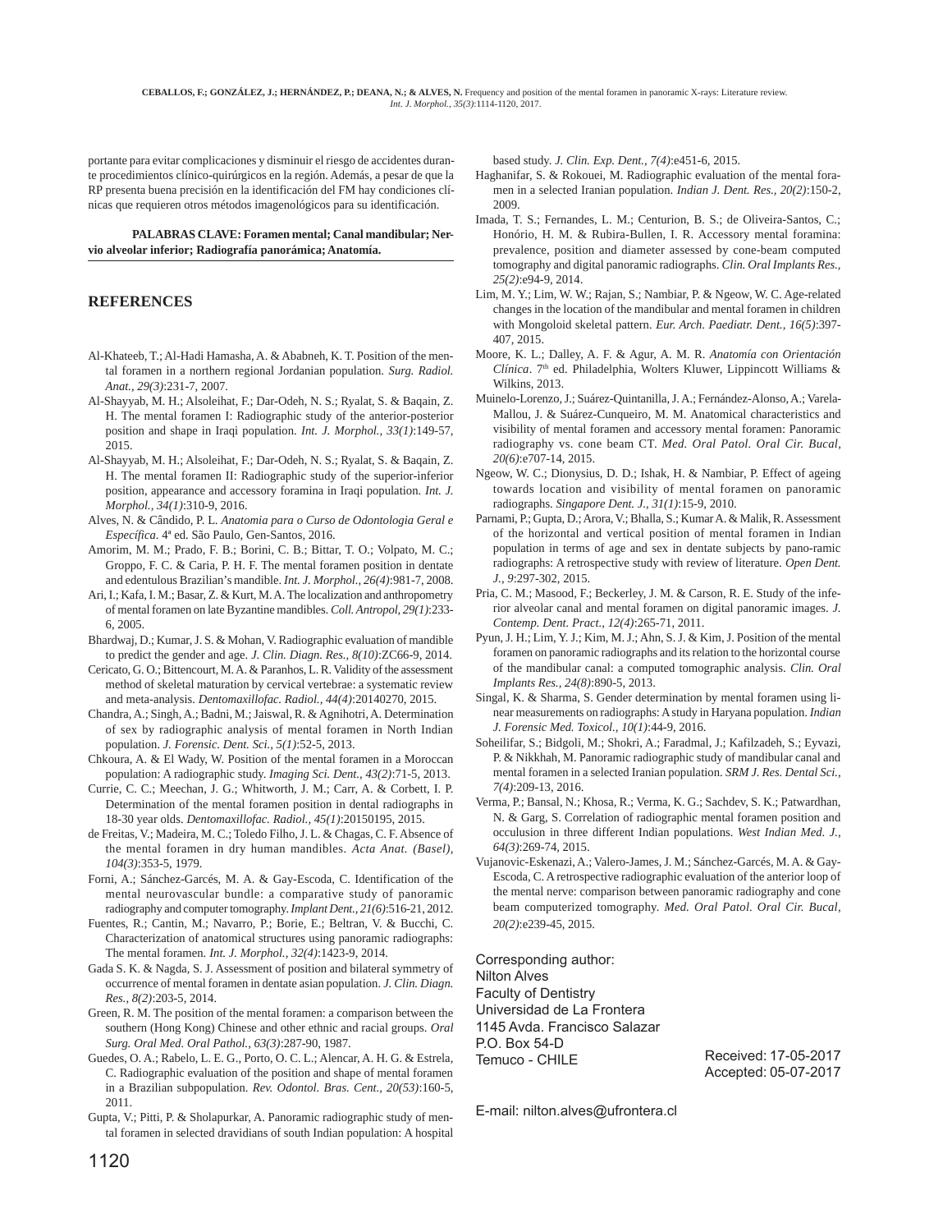portante para evitar complicaciones y disminuir el riesgo de accidentes durante procedimientos clínico-quirúrgicos en la región. Además, a pesar de que la RP presenta buena precisión en la identificación del FM hay condiciones clínicas que requieren otros métodos imagenológicos para su identificación.

**PALABRAS CLAVE: Foramen mental; Canal mandibular; Nervio alveolar inferior; Radiografía panorámica; Anatomía.**

## REFERENCES

Al-Khateeb, T.; Al-Hadi Hamasha, A. & Ababneh, K. T. Position of the mental foramen in a northern regional Jordanian population. *Surg. Radiol. Anat., 29(3)*:231-7, 2007.

Al-Shayyab, M. H.; Alsoleihat, F.; Dar-Odeh, N. S.; Ryalat, S. & Baqain, Z. H. The mental foramen I: Radiographic study of the anterior-posterior position and shape in Iraqi population. *Int. J. Morphol., 33(1)*:149-57, 2015.

Al-Shayyab, M. H.; Alsoleihat, F.; Dar-Odeh, N. S.; Ryalat, S. & Baqain, Z. H. The mental foramen II: Radiographic study of the superior-inferior position, appearance and accessory foramina in Iraqi population. *Int. J. Morphol., 34(1)*:310-9, 2016.

Alves, N. & Cândido, P. L. *Anatomia para o Curso de Odontologia Geral e Específica*. 4ª ed. São Paulo, Gen-Santos, 2016.

Amorim, M. M.; Prado, F. B.; Borini, C. B.; Bittar, T. O.; Volpato, M. C.; Groppo, F. C. & Caria, P. H. F. The mental foramen position in dentate and edentulous Brazilian's mandible. *Int. J. Morphol., 26(4)*:981-7, 2008.

Ari, I.; Kafa, I. M.; Basar, Z. & Kurt, M. A. The localization and anthropometry of mental foramen on late Byzantine mandibles. *Coll. Antropol, 29(1)*:233-6, 2005.

Bhardwaj, D.; Kumar, J. S. & Mohan, V. Radiographic evaluation of mandible to predict the gender and age. *J. Clin. Diagn. Res., 8(10)*:ZC66-9, 2014.

Cericato, G. O.; Bittencourt, M. A. & Paranhos, L. R. Validity of the assessment method of skeletal maturation by cervical vertebrae: a systematic review and meta-analysis. *Dentomaxillofac. Radiol., 44(4)*:20140270, 2015.

Chandra, A.; Singh, A.; Badni, M.; Jaiswal, R. & Agnihotri, A. Determination of sex by radiographic analysis of mental foramen in North Indian population. *J. Forensic. Dent. Sci., 5(1)*:52-5, 2013.

Chkoura, A. & El Wady, W. Position of the mental foramen in a Moroccan population: A radiographic study. *Imaging Sci. Dent., 43(2)*:71-5, 2013.

Currie, C. C.; Meechan, J. G.; Whitworth, J. M.; Carr, A. & Corbett, I. P. Determination of the mental foramen position in dental radiographs in 18-30 year olds. *Dentomaxillofac. Radiol., 45(1)*:20150195, 2015.

de Freitas, V.; Madeira, M. C.; Toledo Filho, J. L. & Chagas, C. F. Absence of the mental foramen in dry human mandibles. *Acta Anat. (Basel), 104(3)*:353-5, 1979.

Forni, A.; Sánchez-Garcés, M. A. & Gay-Escoda, C. Identification of the mental neurovascular bundle: a comparative study of panoramic radiography and computer tomography. *Implant Dent., 21(6)*:516-21, 2012.

Fuentes, R.; Cantin, M.; Navarro, P.; Borie, E.; Beltran, V. & Bucchi, C. Characterization of anatomical structures using panoramic radiographs: The mental foramen. *Int. J. Morphol., 32(4)*:1423-9, 2014.

Gada S. K. & Nagda, S. J. Assessment of position and bilateral symmetry of occurrence of mental foramen in dentate asian population. *J. Clin. Diagn. Res., 8(2)*:203-5, 2014.

Green, R. M. The position of the mental foramen: a comparison between the southern (Hong Kong) Chinese and other ethnic and racial groups. *Oral Surg. Oral Med. Oral Pathol., 63(3)*:287-90, 1987.

Guedes, O. A.; Rabelo, L. E. G., Porto, O. C. L.; Alencar, A. H. G. & Estrela, C. Radiographic evaluation of the position and shape of mental foramen in a Brazilian subpopulation. *Rev. Odontol. Bras. Cent., 20(53)*:160-5, 2011.

Gupta, V.; Pitti, P. & Sholapurkar, A. Panoramic radiographic study of mental foramen in selected dravidians of south Indian population: A hospital based study. *J. Clin. Exp. Dent., 7(4)*:e451-6, 2015.

Haghanifar, S. & Rokouei, M. Radiographic evaluation of the mental foramen in a selected Iranian population. *Indian J. Dent. Res., 20(2)*:150-2, 2009.

Imada, T. S.; Fernandes, L. M.; Centurion, B. S.; de Oliveira-Santos, C.; Honório, H. M. & Rubira-Bullen, I. R. Accessory mental foramina: prevalence, position and diameter assessed by cone-beam computed tomography and digital panoramic radiographs. *Clin. Oral Implants Res., 25(2)*:e94-9, 2014.

Lim, M. Y.; Lim, W. W.; Rajan, S.; Nambiar, P. & Ngeow, W. C. Age-related changes in the location of the mandibular and mental foramen in children with Mongoloid skeletal pattern. *Eur. Arch. Paediatr. Dent., 16(5)*:397-407, 2015.

Moore, K. L.; Dalley, A. F. & Agur, A. M. R. *Anatomía con Orientación Clínica*. 7th ed. Philadelphia, Wolters Kluwer, Lippincott Williams & Wilkins, 2013.

Muinelo-Lorenzo, J.; Suárez-Quintanilla, J. A.; Fernández-Alonso, A.; Varela-Mallou, J. & Suárez-Cunqueiro, M. M. Anatomical characteristics and visibility of mental foramen and accessory mental foramen: Panoramic radiography vs. cone beam CT. *Med. Oral Patol. Oral Cir. Bucal, 20(6)*:e707-14, 2015.

Ngeow, W. C.; Dionysius, D. D.; Ishak, H. & Nambiar, P. Effect of ageing towards location and visibility of mental foramen on panoramic radiographs. *Singapore Dent. J., 31(1)*:15-9, 2010.

Parnami, P.; Gupta, D.; Arora, V.; Bhalla, S.; Kumar A. & Malik, R. Assessment of the horizontal and vertical position of mental foramen in Indian population in terms of age and sex in dentate subjects by pano-ramic radiographs: A retrospective study with review of literature. *Open Dent. J., 9*:297-302, 2015.

Pria, C. M.; Masood, F.; Beckerley, J. M. & Carson, R. E. Study of the inferior alveolar canal and mental foramen on digital panoramic images. *J. Contemp. Dent. Pract., 12(4)*:265-71, 2011.

Pyun, J. H.; Lim, Y. J.; Kim, M. J.; Ahn, S. J. & Kim, J. Position of the mental foramen on panoramic radiographs and its relation to the horizontal course of the mandibular canal: a computed tomographic analysis. *Clin. Oral Implants Res., 24(8)*:890-5, 2013.

Singal, K. & Sharma, S. Gender determination by mental foramen using linear measurements on radiographs: A study in Haryana population. *Indian J. Forensic Med. Toxicol., 10(1)*:44-9, 2016.

Soheilifar, S.; Bidgoli, M.; Shokri, A.; Faradmal, J.; Kafilzadeh, S.; Eyvazi, P. & Nikkhah, M. Panoramic radiographic study of mandibular canal and mental foramen in a selected Iranian population. *SRM J. Res. Dental Sci., 7(4)*:209-13, 2016.

Verma, P.; Bansal, N.; Khosa, R.; Verma, K. G.; Sachdev, S. K.; Patwardhan, N. & Garg, S. Correlation of radiographic mental foramen position and occulusion in three different Indian populations. *West Indian Med. J., 64(3)*:269-74, 2015.

Vujanovic-Eskenazi, A.; Valero-James, J. M.; Sánchez-Garcés, M. A. & Gay-Escoda, C. A retrospective radiographic evaluation of the anterior loop of the mental nerve: comparison between panoramic radiography and cone beam computerized tomography. *Med. Oral Patol. Oral Cir. Bucal, 20(2)*:e239-45, 2015.

Corresponding author:
Nilton Alves
Faculty of Dentistry
Universidad de La Frontera
1145 Avda. Francisco Salazar
P.O. Box 54-D
Temuco - CHILE

Received: 17-05-2017
Accepted: 05-07-2017

E-mail: nilton.alves@ufrontera.cl